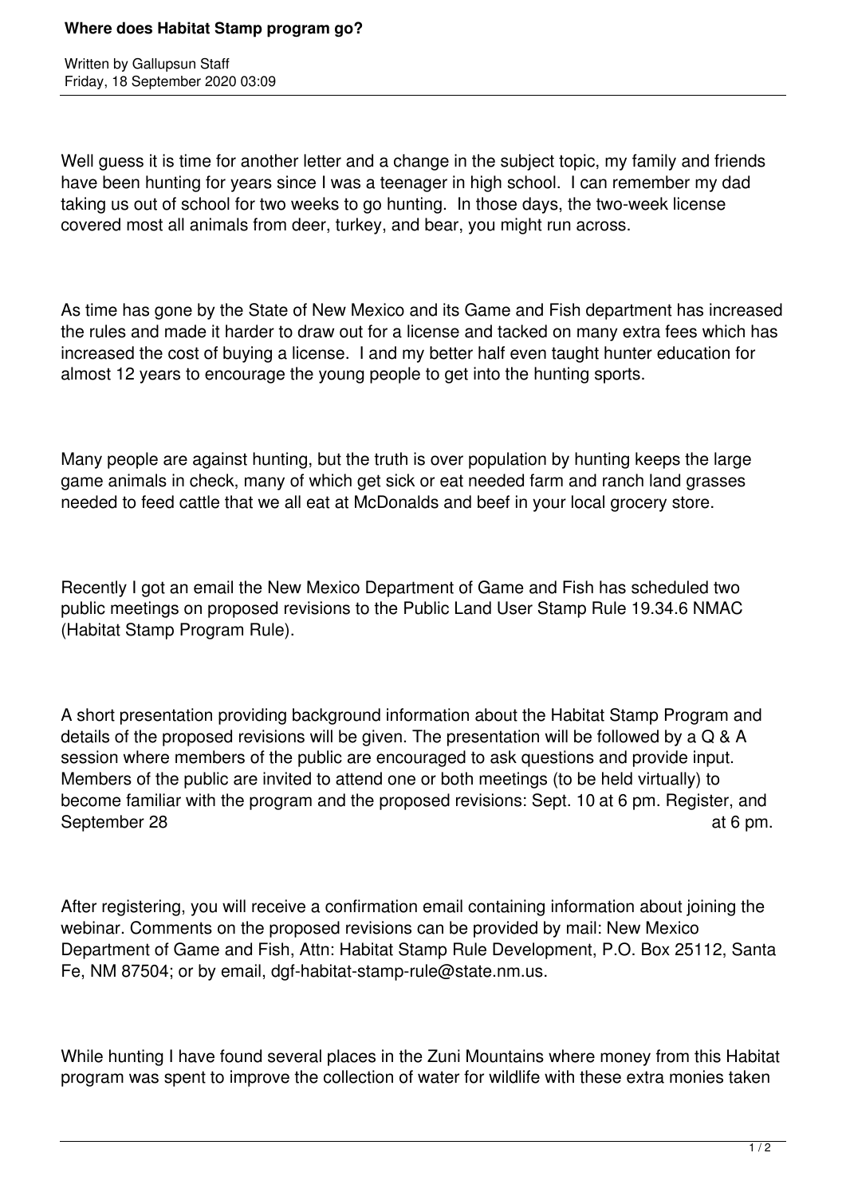# Where does Habitat Stamp program go?

Written by Gallupsun Staff
Friday, 18 September 2020 03:09

Well guess it is time for another letter and a change in the subject topic, my family and friends have been hunting for years since I was a teenager in high school. I can remember my dad taking us out of school for two weeks to go hunting. In those days, the two-week license covered most all animals from deer, turkey, and bear, you might run across.

As time has gone by the State of New Mexico and its Game and Fish department has increased the rules and made it harder to draw out for a license and tacked on many extra fees which has increased the cost of buying a license. I and my better half even taught hunter education for almost 12 years to encourage the young people to get into the hunting sports.

Many people are against hunting, but the truth is over population by hunting keeps the large game animals in check, many of which get sick or eat needed farm and ranch land grasses needed to feed cattle that we all eat at McDonalds and beef in your local grocery store.

Recently I got an email the New Mexico Department of Game and Fish has scheduled two public meetings on proposed revisions to the Public Land User Stamp Rule 19.34.6 NMAC (Habitat Stamp Program Rule).

A short presentation providing background information about the Habitat Stamp Program and details of the proposed revisions will be given. The presentation will be followed by a Q & A session where members of the public are encouraged to ask questions and provide input. Members of the public are invited to attend one or both meetings (to be held virtually) to become familiar with the program and the proposed revisions: Sept. 10 at 6 pm. Register, and September 28 at 6 pm.

After registering, you will receive a confirmation email containing information about joining the webinar. Comments on the proposed revisions can be provided by mail: New Mexico Department of Game and Fish, Attn: Habitat Stamp Rule Development, P.O. Box 25112, Santa Fe, NM 87504; or by email, dgf-habitat-stamp-rule@state.nm.us.

While hunting I have found several places in the Zuni Mountains where money from this Habitat program was spent to improve the collection of water for wildlife with these extra monies taken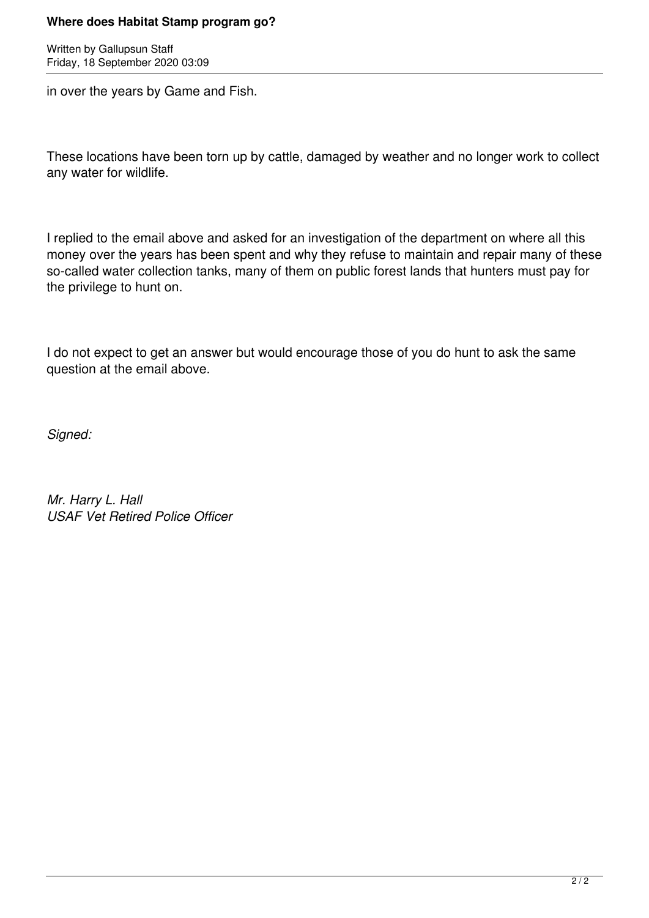in over the years by Game and Fish.

These locations have been torn up by cattle, damaged by weather and no longer work to collect any water for wildlife.

I replied to the email above and asked for an investigation of the department on where all this money over the years has been spent and why they refuse to maintain and repair many of these so-called water collection tanks, many of them on public forest lands that hunters must pay for the privilege to hunt on.

I do not expect to get an answer but would encourage those of you do hunt to ask the same question at the email above.

*Signed:*

*Mr. Harry L. Hall*
*USAF Vet Retired Police Officer*